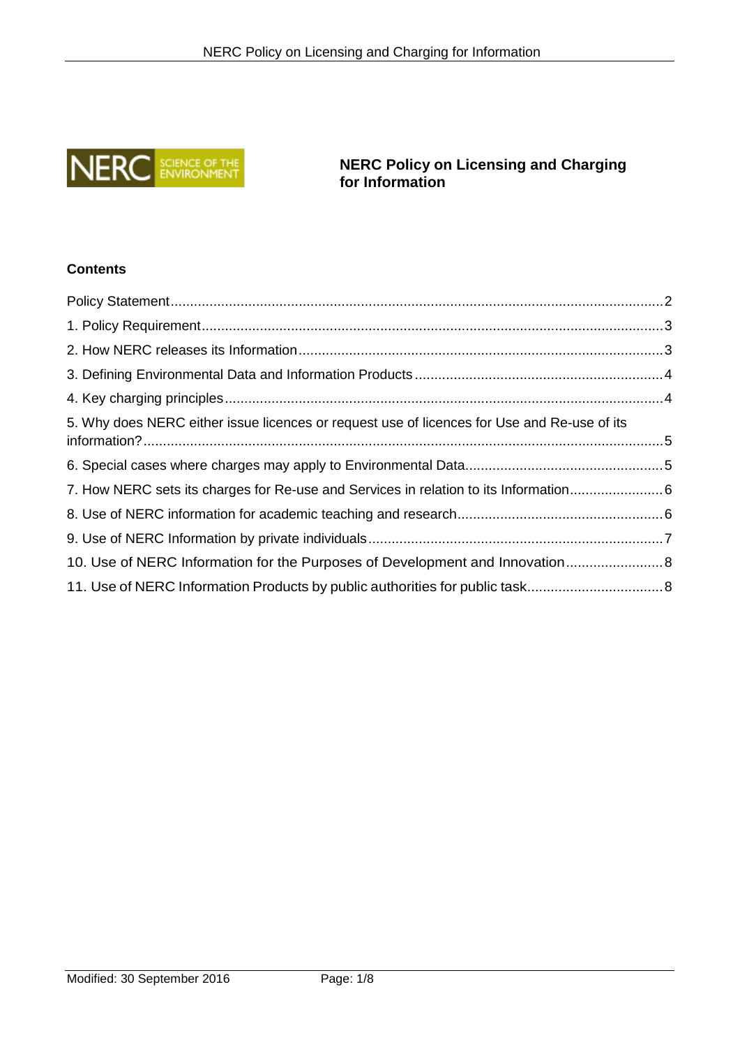# NERC Policy on Licensing and Charging for Information

## Contents

- Policy Statement ..... 2
- 1. Policy Requirement ..... 3
- 2. How NERC releases its Information ..... 3
- 3. Defining Environmental Data and Information Products ..... 4
- 4. Key charging principles ..... 4
- 5. Why does NERC either issue licences or request use of licences for Use and Re-use of its information? ..... 5
- 6. Special cases where charges may apply to Environmental Data ..... 5
- 7. How NERC sets its charges for Re-use and Services in relation to its Information ..... 6
- 8. Use of NERC information for academic teaching and research ..... 6
- 9. Use of NERC Information by private individuals ..... 7
- 10. Use of NERC Information for the Purposes of Development and Innovation ..... 8
- 11. Use of NERC Information Products by public authorities for public task ..... 8

Modified: 30 September 2016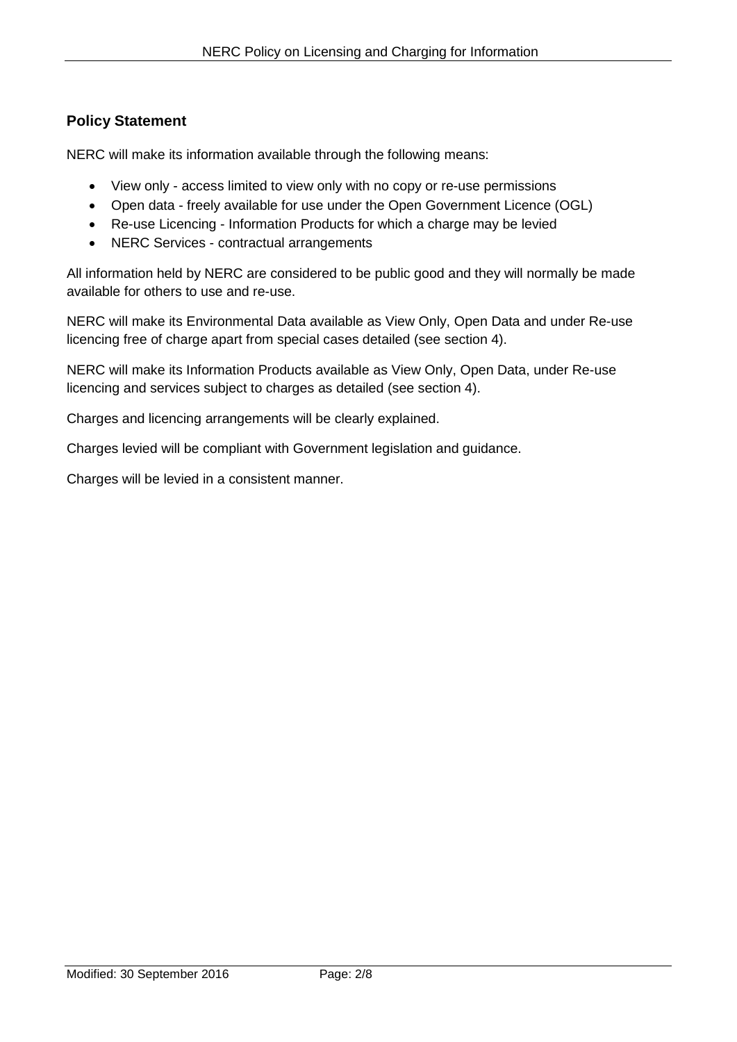## Policy Statement

NERC will make its information available through the following means:

- View only - access limited to view only with no copy or re-use permissions
- Open data - freely available for use under the Open Government Licence (OGL)
- Re-use Licencing - Information Products for which a charge may be levied
- NERC Services - contractual arrangements

All information held by NERC are considered to be public good and they will normally be made available for others to use and re-use.

NERC will make its Environmental Data available as View Only, Open Data and under Re-use licencing free of charge apart from special cases detailed (see section 4).

NERC will make its Information Products available as View Only, Open Data, under Re-use licencing and services subject to charges as detailed (see section 4).

Charges and licencing arrangements will be clearly explained.

Charges levied will be compliant with Government legislation and guidance.

Charges will be levied in a consistent manner.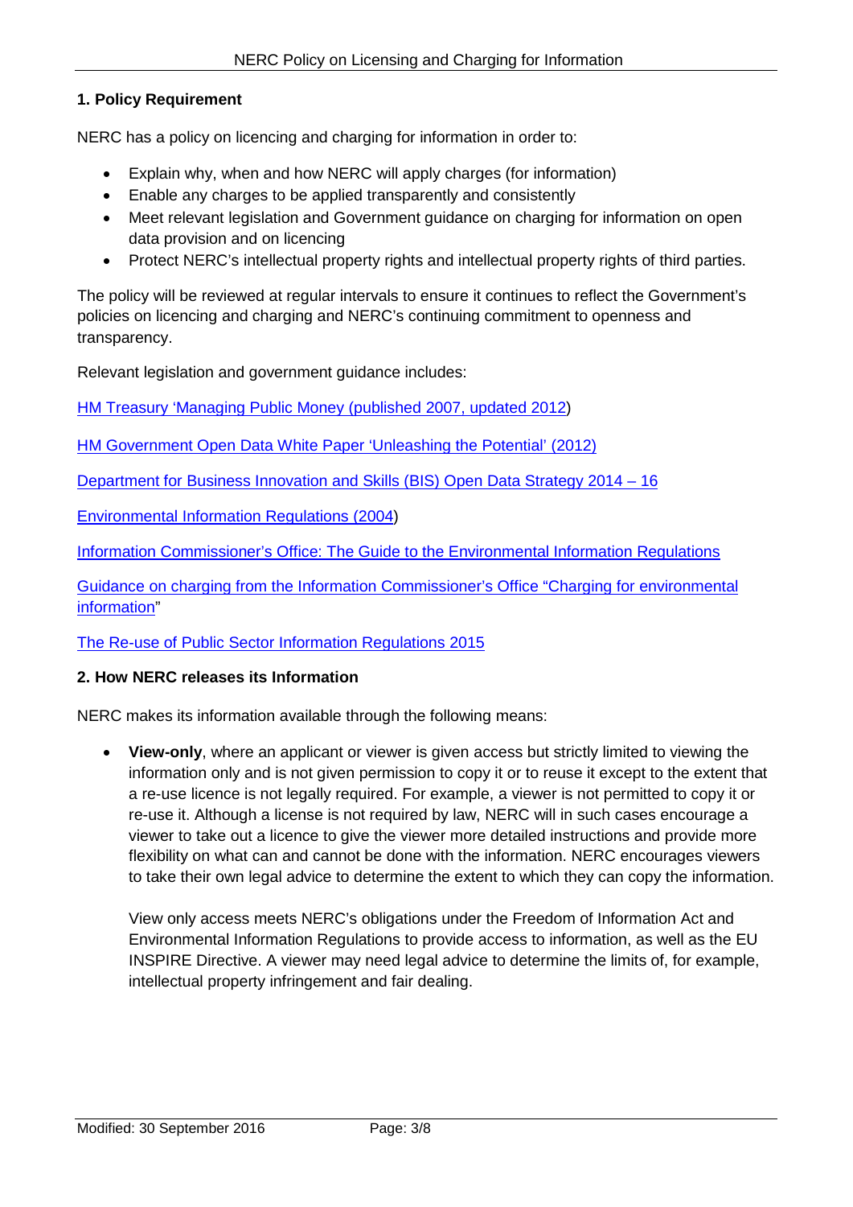### 1. Policy Requirement

NERC has a policy on licencing and charging for information in order to:

- Explain why, when and how NERC will apply charges (for information)
- Enable any charges to be applied transparently and consistently
- Meet relevant legislation and Government guidance on charging for information on open data provision and on licencing
- Protect NERC's intellectual property rights and intellectual property rights of third parties.

The policy will be reviewed at regular intervals to ensure it continues to reflect the Government's policies on licencing and charging and NERC's continuing commitment to openness and transparency.

Relevant legislation and government guidance includes:

HM Treasury 'Managing Public Money (published 2007, updated 2012)

HM Government Open Data White Paper 'Unleashing the Potential' (2012)

Department for Business Innovation and Skills (BIS) Open Data Strategy 2014 – 16

Environmental Information Regulations (2004)

Information Commissioner's Office: The Guide to the Environmental Information Regulations

Guidance on charging from the Information Commissioner's Office "Charging for environmental information"

The Re-use of Public Sector Information Regulations 2015

### 2. How NERC releases its Information

NERC makes its information available through the following means:

- **View-only**, where an applicant or viewer is given access but strictly limited to viewing the information only and is not given permission to copy it or to reuse it except to the extent that a re-use licence is not legally required. For example, a viewer is not permitted to copy it or re-use it. Although a license is not required by law, NERC will in such cases encourage a viewer to take out a licence to give the viewer more detailed instructions and provide more flexibility on what can and cannot be done with the information. NERC encourages viewers to take their own legal advice to determine the extent to which they can copy the information.

  View only access meets NERC's obligations under the Freedom of Information Act and Environmental Information Regulations to provide access to information, as well as the EU INSPIRE Directive. A viewer may need legal advice to determine the limits of, for example, intellectual property infringement and fair dealing.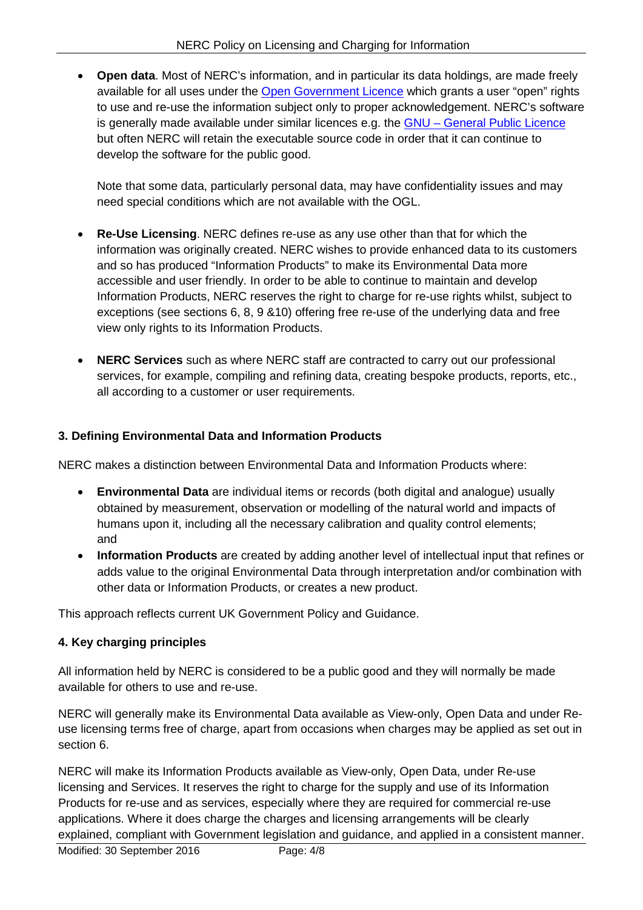- **Open data**. Most of NERC's information, and in particular its data holdings, are made freely available for all uses under the [Open Government Licence]() which grants a user "open" rights to use and re-use the information subject only to proper acknowledgement. NERC's software is generally made available under similar licences e.g. the [GNU – General Public Licence]() but often NERC will retain the executable source code in order that it can continue to develop the software for the public good.

  Note that some data, particularly personal data, may have confidentiality issues and may need special conditions which are not available with the OGL.

- **Re-Use Licensing**. NERC defines re-use as any use other than that for which the information was originally created. NERC wishes to provide enhanced data to its customers and so has produced "Information Products" to make its Environmental Data more accessible and user friendly. In order to be able to continue to maintain and develop Information Products, NERC reserves the right to charge for re-use rights whilst, subject to exceptions (see sections 6, 8, 9 &10) offering free re-use of the underlying data and free view only rights to its Information Products.

- **NERC Services** such as where NERC staff are contracted to carry out our professional services, for example, compiling and refining data, creating bespoke products, reports, etc., all according to a customer or user requirements.

### 3. Defining Environmental Data and Information Products

NERC makes a distinction between Environmental Data and Information Products where:

- **Environmental Data** are individual items or records (both digital and analogue) usually obtained by measurement, observation or modelling of the natural world and impacts of humans upon it, including all the necessary calibration and quality control elements; and
- **Information Products** are created by adding another level of intellectual input that refines or adds value to the original Environmental Data through interpretation and/or combination with other data or Information Products, or creates a new product.

This approach reflects current UK Government Policy and Guidance.

### 4. Key charging principles

All information held by NERC is considered to be a public good and they will normally be made available for others to use and re-use.

NERC will generally make its Environmental Data available as View-only, Open Data and under Re-use licensing terms free of charge, apart from occasions when charges may be applied as set out in section 6.

NERC will make its Information Products available as View-only, Open Data, under Re-use licensing and Services. It reserves the right to charge for the supply and use of its Information Products for re-use and as services, especially where they are required for commercial re-use applications. Where it does charge the charges and licensing arrangements will be clearly explained, compliant with Government legislation and guidance, and applied in a consistent manner.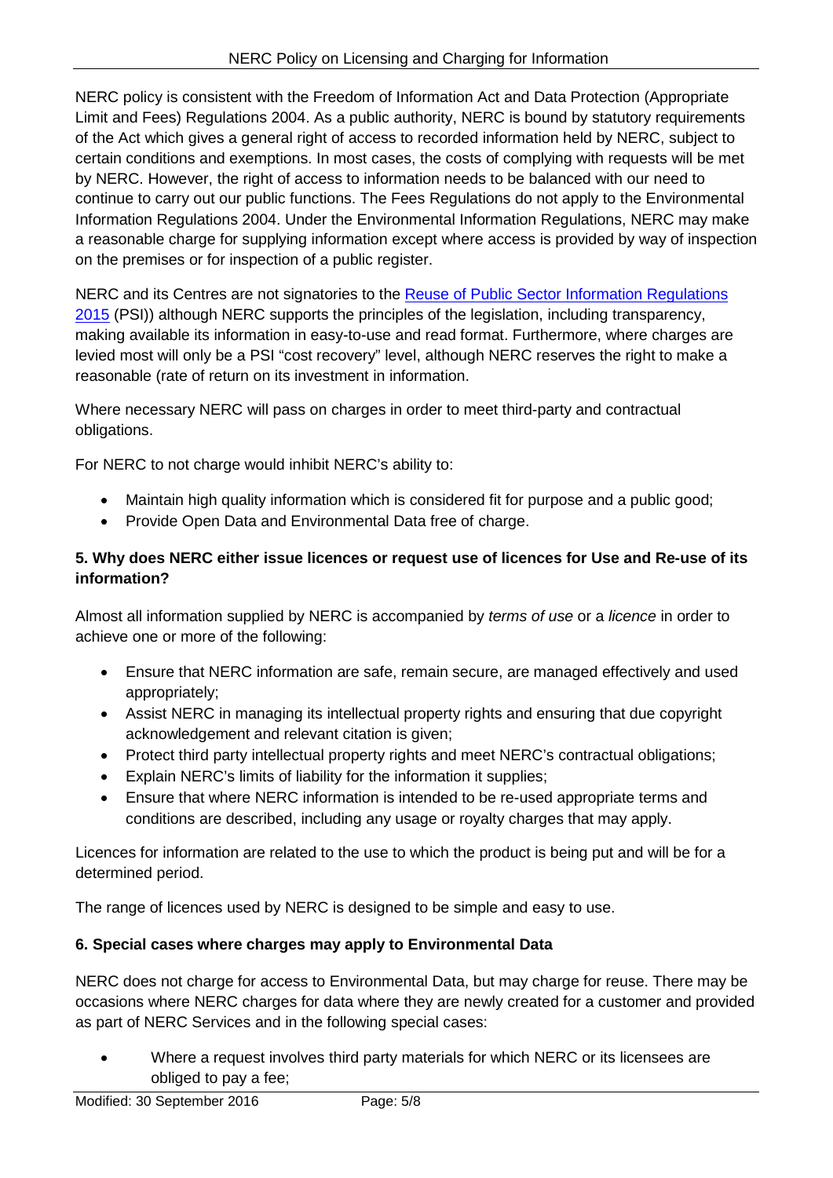NERC policy is consistent with the Freedom of Information Act and Data Protection (Appropriate Limit and Fees) Regulations 2004. As a public authority, NERC is bound by statutory requirements of the Act which gives a general right of access to recorded information held by NERC, subject to certain conditions and exemptions. In most cases, the costs of complying with requests will be met by NERC. However, the right of access to information needs to be balanced with our need to continue to carry out our public functions. The Fees Regulations do not apply to the Environmental Information Regulations 2004. Under the Environmental Information Regulations, NERC may make a reasonable charge for supplying information except where access is provided by way of inspection on the premises or for inspection of a public register.

NERC and its Centres are not signatories to the Reuse of Public Sector Information Regulations 2015 (PSI)) although NERC supports the principles of the legislation, including transparency, making available its information in easy-to-use and read format. Furthermore, where charges are levied most will only be a PSI "cost recovery" level, although NERC reserves the right to make a reasonable (rate of return on its investment in information.

Where necessary NERC will pass on charges in order to meet third-party and contractual obligations.

For NERC to not charge would inhibit NERC's ability to:

- Maintain high quality information which is considered fit for purpose and a public good;
- Provide Open Data and Environmental Data free of charge.

**5. Why does NERC either issue licences or request use of licences for Use and Re-use of its information?**

Almost all information supplied by NERC is accompanied by *terms of use* or a *licence* in order to achieve one or more of the following:

- Ensure that NERC information are safe, remain secure, are managed effectively and used appropriately;
- Assist NERC in managing its intellectual property rights and ensuring that due copyright acknowledgement and relevant citation is given;
- Protect third party intellectual property rights and meet NERC's contractual obligations;
- Explain NERC's limits of liability for the information it supplies;
- Ensure that where NERC information is intended to be re-used appropriate terms and conditions are described, including any usage or royalty charges that may apply.

Licences for information are related to the use to which the product is being put and will be for a determined period.

The range of licences used by NERC is designed to be simple and easy to use.

**6. Special cases where charges may apply to Environmental Data**

NERC does not charge for access to Environmental Data, but may charge for reuse. There may be occasions where NERC charges for data where they are newly created for a customer and provided as part of NERC Services and in the following special cases:

- Where a request involves third party materials for which NERC or its licensees are obliged to pay a fee;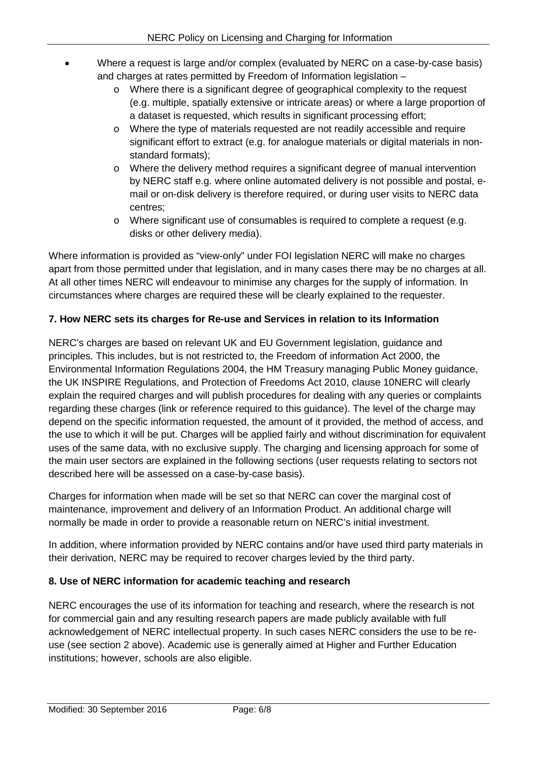- Where a request is large and/or complex (evaluated by NERC on a case-by-case basis) and charges at rates permitted by Freedom of Information legislation –
  - Where there is a significant degree of geographical complexity to the request (e.g. multiple, spatially extensive or intricate areas) or where a large proportion of a dataset is requested, which results in significant processing effort;
  - Where the type of materials requested are not readily accessible and require significant effort to extract (e.g. for analogue materials or digital materials in non-standard formats);
  - Where the delivery method requires a significant degree of manual intervention by NERC staff e.g. where online automated delivery is not possible and postal, e-mail or on-disk delivery is therefore required, or during user visits to NERC data centres;
  - Where significant use of consumables is required to complete a request (e.g. disks or other delivery media).

Where information is provided as "view-only" under FOI legislation NERC will make no charges apart from those permitted under that legislation, and in many cases there may be no charges at all. At all other times NERC will endeavour to minimise any charges for the supply of information. In circumstances where charges are required these will be clearly explained to the requester.

### 7. How NERC sets its charges for Re-use and Services in relation to its Information

NERC's charges are based on relevant UK and EU Government legislation, guidance and principles. This includes, but is not restricted to, the Freedom of information Act 2000, the Environmental Information Regulations 2004, the HM Treasury managing Public Money guidance, the UK INSPIRE Regulations, and Protection of Freedoms Act 2010, clause 10NERC will clearly explain the required charges and will publish procedures for dealing with any queries or complaints regarding these charges (link or reference required to this guidance). The level of the charge may depend on the specific information requested, the amount of it provided, the method of access, and the use to which it will be put. Charges will be applied fairly and without discrimination for equivalent uses of the same data, with no exclusive supply. The charging and licensing approach for some of the main user sectors are explained in the following sections (user requests relating to sectors not described here will be assessed on a case-by-case basis).

Charges for information when made will be set so that NERC can cover the marginal cost of maintenance, improvement and delivery of an Information Product. An additional charge will normally be made in order to provide a reasonable return on NERC's initial investment.

In addition, where information provided by NERC contains and/or have used third party materials in their derivation, NERC may be required to recover charges levied by the third party.

### 8. Use of NERC information for academic teaching and research

NERC encourages the use of its information for teaching and research, where the research is not for commercial gain and any resulting research papers are made publicly available with full acknowledgement of NERC intellectual property. In such cases NERC considers the use to be re-use (see section 2 above). Academic use is generally aimed at Higher and Further Education institutions; however, schools are also eligible.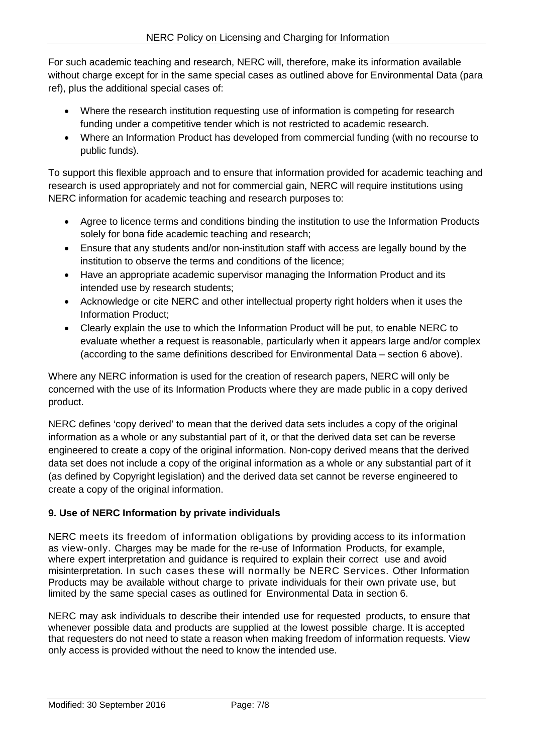For such academic teaching and research, NERC will, therefore, make its information available without charge except for in the same special cases as outlined above for Environmental Data (para ref), plus the additional special cases of:

- Where the research institution requesting use of information is competing for research funding under a competitive tender which is not restricted to academic research.
- Where an Information Product has developed from commercial funding (with no recourse to public funds).

To support this flexible approach and to ensure that information provided for academic teaching and research is used appropriately and not for commercial gain, NERC will require institutions using NERC information for academic teaching and research purposes to:

- Agree to licence terms and conditions binding the institution to use the Information Products solely for bona fide academic teaching and research;
- Ensure that any students and/or non-institution staff with access are legally bound by the institution to observe the terms and conditions of the licence;
- Have an appropriate academic supervisor managing the Information Product and its intended use by research students;
- Acknowledge or cite NERC and other intellectual property right holders when it uses the Information Product;
- Clearly explain the use to which the Information Product will be put, to enable NERC to evaluate whether a request is reasonable, particularly when it appears large and/or complex (according to the same definitions described for Environmental Data – section 6 above).

Where any NERC information is used for the creation of research papers, NERC will only be concerned with the use of its Information Products where they are made public in a copy derived product.

NERC defines 'copy derived' to mean that the derived data sets includes a copy of the original information as a whole or any substantial part of it, or that the derived data set can be reverse engineered to create a copy of the original information. Non-copy derived means that the derived data set does not include a copy of the original information as a whole or any substantial part of it (as defined by Copyright legislation) and the derived data set cannot be reverse engineered to create a copy of the original information.

## 9. Use of NERC Information by private individuals

NERC meets its freedom of information obligations by providing access to its information as view-only. Charges may be made for the re-use of Information Products, for example, where expert interpretation and guidance is required to explain their correct use and avoid misinterpretation. In such cases these will normally be NERC Services. Other Information Products may be available without charge to private individuals for their own private use, but limited by the same special cases as outlined for Environmental Data in section 6.

NERC may ask individuals to describe their intended use for requested products, to ensure that whenever possible data and products are supplied at the lowest possible charge. It is accepted that requesters do not need to state a reason when making freedom of information requests. View only access is provided without the need to know the intended use.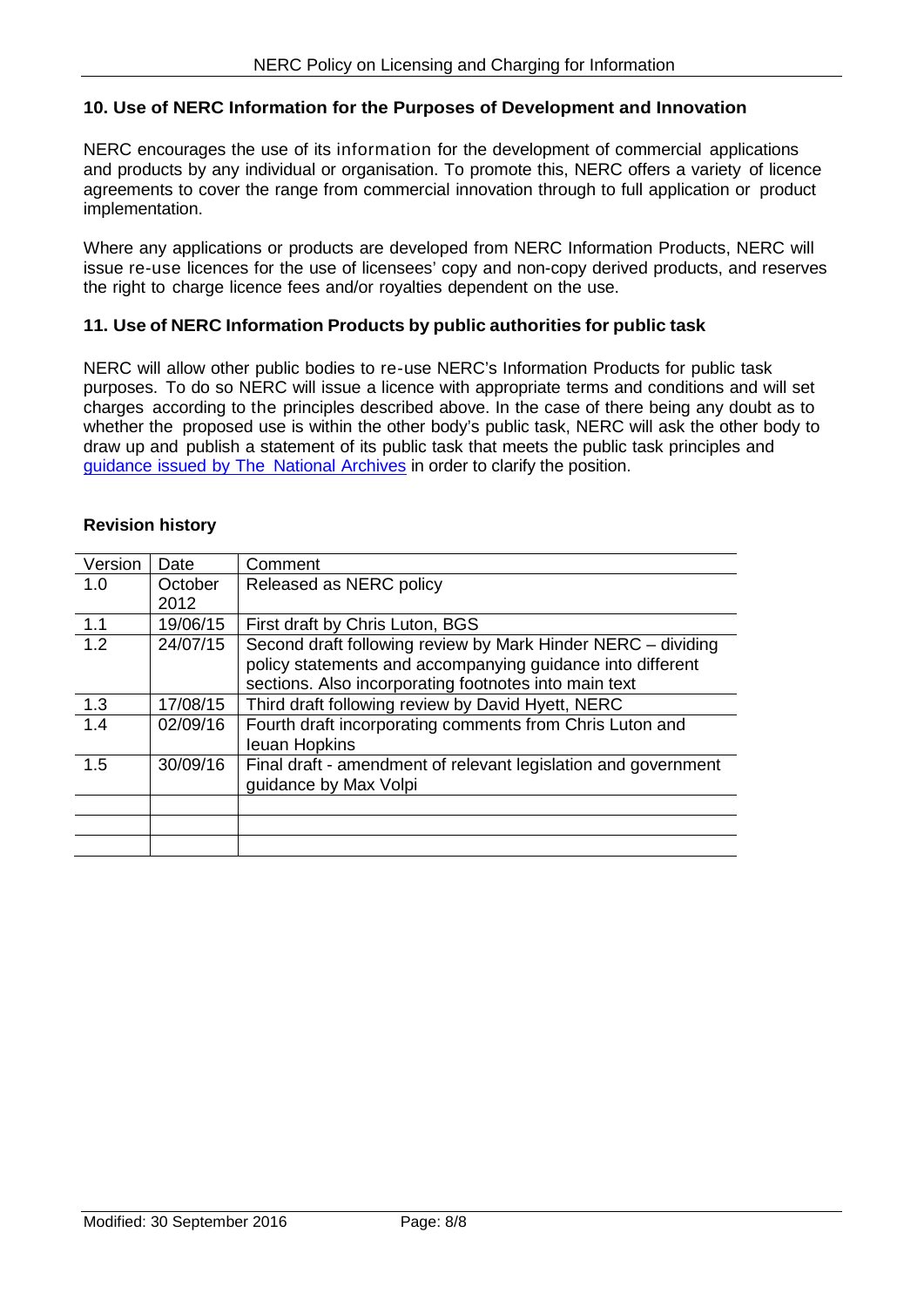## 10. Use of NERC Information for the Purposes of Development and Innovation

NERC encourages the use of its information for the development of commercial applications and products by any individual or organisation. To promote this, NERC offers a variety of licence agreements to cover the range from commercial innovation through to full application or product implementation.

Where any applications or products are developed from NERC Information Products, NERC will issue re-use licences for the use of licensees' copy and non-copy derived products, and reserves the right to charge licence fees and/or royalties dependent on the use.

## 11. Use of NERC Information Products by public authorities for public task

NERC will allow other public bodies to re-use NERC's Information Products for public task purposes. To do so NERC will issue a licence with appropriate terms and conditions and will set charges according to the principles described above. In the case of there being any doubt as to whether the proposed use is within the other body's public task, NERC will ask the other body to draw up and publish a statement of its public task that meets the public task principles and guidance issued by The National Archives in order to clarify the position.

### Revision history

| Version | Date | Comment |
|---|---|---|
| 1.0 | October 2012 | Released as NERC policy |
| 1.1 | 19/06/15 | First draft by Chris Luton, BGS |
| 1.2 | 24/07/15 | Second draft following review by Mark Hinder NERC – dividing policy statements and accompanying guidance into different sections. Also incorporating footnotes into main text |
| 1.3 | 17/08/15 | Third draft following review by David Hyett, NERC |
| 1.4 | 02/09/16 | Fourth draft incorporating comments from Chris Luton and Ieuan Hopkins |
| 1.5 | 30/09/16 | Final draft - amendment of relevant legislation and government guidance by Max Volpi |
| | | |
| | | |
| | | |